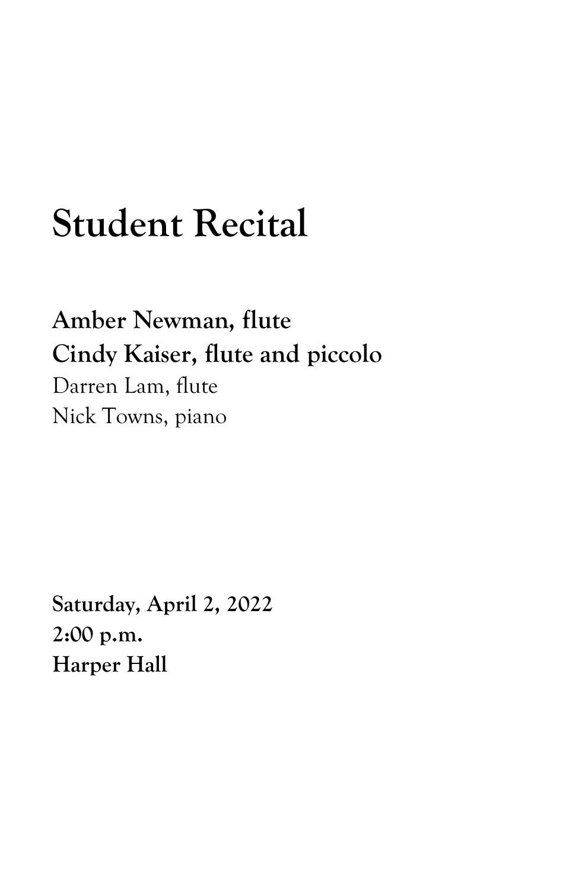# Student Recital

**Amber Newman, flute**
**Cindy Kaiser, flute and piccolo**
Darren Lam, flute
Nick Towns, piano

**Saturday, April 2, 2022**
**2:00 p.m.**
**Harper Hall**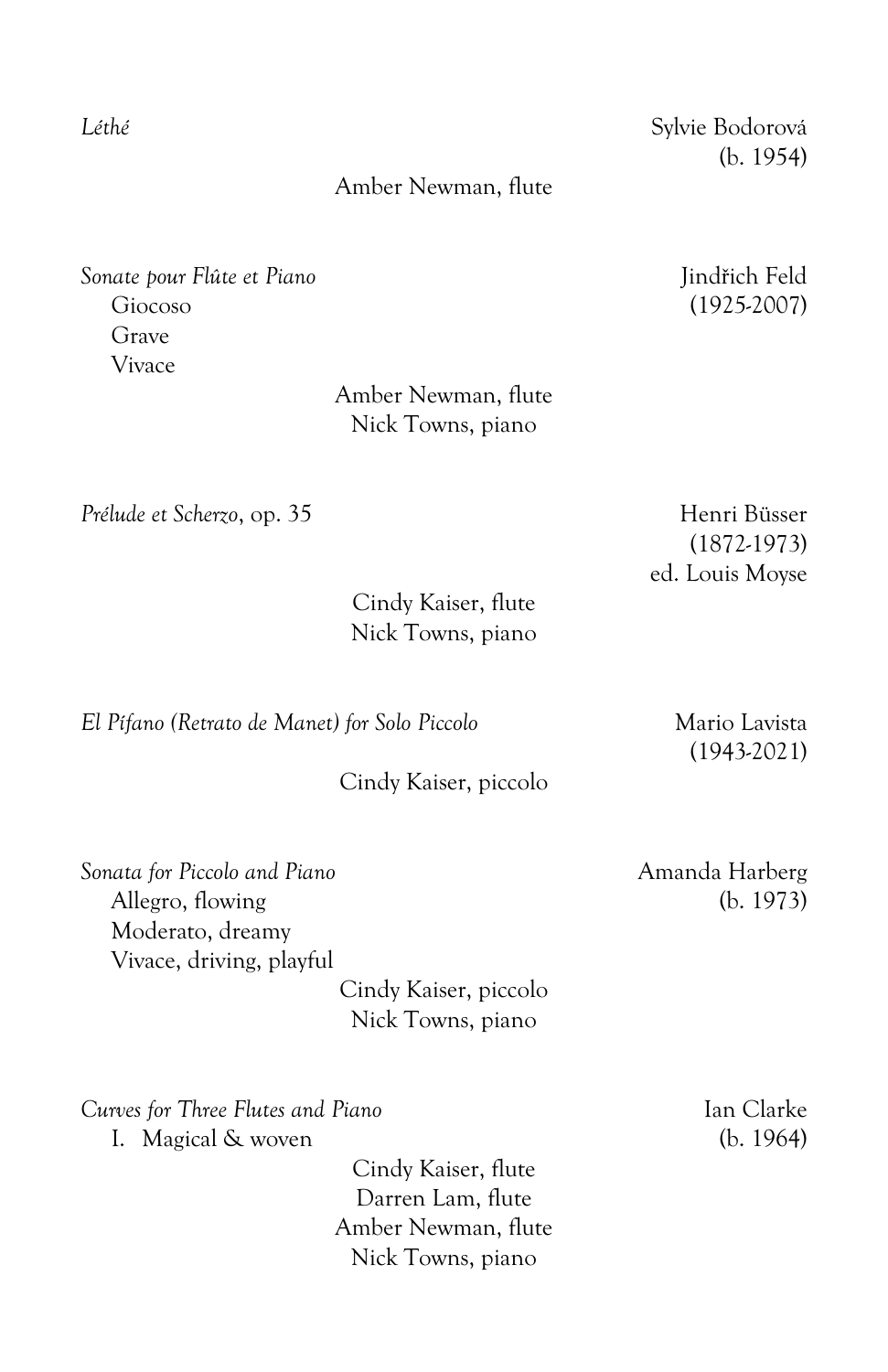*Léthé* — Sylvie Bodorová (b. 1954)

Amber Newman, flute

*Sonate pour Flûte et Piano* — Jindřich Feld (1925-2007)

- Giocoso
- Grave
- Vivace

Amber Newman, flute
Nick Towns, piano

*Prélude et Scherzo*, op. 35 — Henri Büsser (1872-1973), ed. Louis Moyse

Cindy Kaiser, flute
Nick Towns, piano

*El Pífano (Retrato de Manet) for Solo Piccolo* — Mario Lavista (1943-2021)

Cindy Kaiser, piccolo

*Sonata for Piccolo and Piano* — Amanda Harberg (b. 1973)

- Allegro, flowing
- Moderato, dreamy
- Vivace, driving, playful

Cindy Kaiser, piccolo
Nick Towns, piano

*Curves for Three Flutes and Piano* — Ian Clarke (b. 1964)

I. Magical & woven

Cindy Kaiser, flute
Darren Lam, flute
Amber Newman, flute
Nick Towns, piano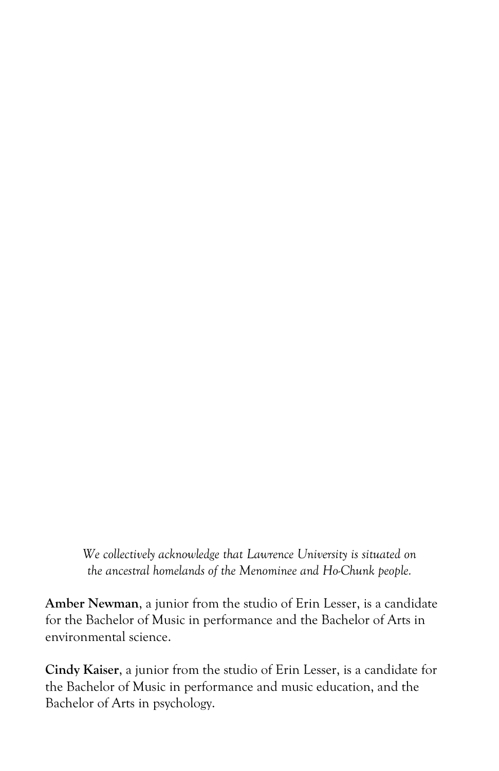*We collectively acknowledge that Lawrence University is situated on the ancestral homelands of the Menominee and Ho-Chunk people.*

**Amber Newman**, a junior from the studio of Erin Lesser, is a candidate for the Bachelor of Music in performance and the Bachelor of Arts in environmental science.

**Cindy Kaiser**, a junior from the studio of Erin Lesser, is a candidate for the Bachelor of Music in performance and music education, and the Bachelor of Arts in psychology.